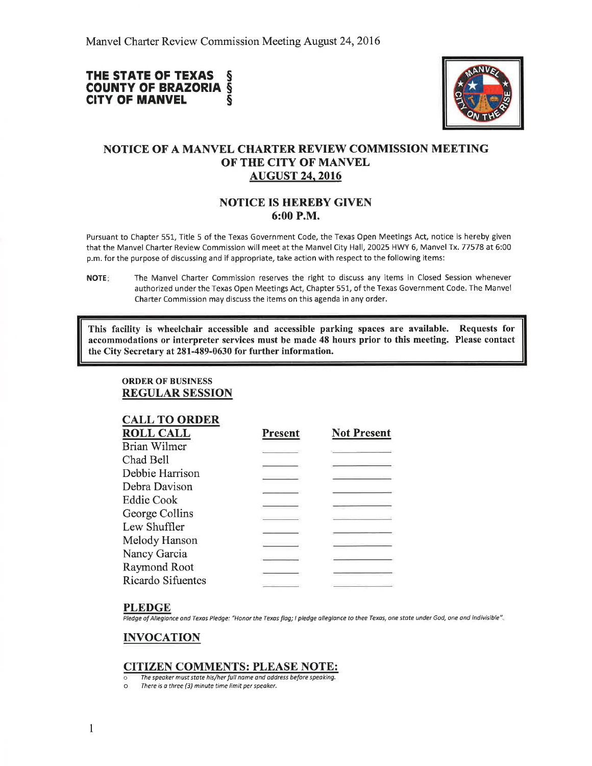Manvel Charter Review Commission Meeting August 24, 2016

**THE STATE OF TEXAS §**
**COUNTY OF BRAZORIA §**
**CITY OF MANVEL §**

## NOTICE OF A MANVEL CHARTER REVIEW COMMISSION MEETING OF THE CITY OF MANVEL AUGUST 24, 2016

## NOTICE IS HEREBY GIVEN 6:00 P.M.

Pursuant to Chapter 551, Title 5 of the Texas Government Code, the Texas Open Meetings Act, notice is hereby given that the Manvel Charter Review Commission will meet at the Manvel City Hall, 20025 HWY 6, Manvel Tx. 77578 at 6:00 p.m. for the purpose of discussing and if appropriate, take action with respect to the following items:

**NOTE:** The Manvel Charter Commission reserves the right to discuss any items in Closed Session whenever authorized under the Texas Open Meetings Act, Chapter 551, of the Texas Government Code. The Manvel Charter Commission may discuss the items on this agenda in any order.

**This facility is wheelchair accessible and accessible parking spaces are available. Requests for accommodations or interpreter services must be made 48 hours prior to this meeting. Please contact the City Secretary at 281-489-0630 for further information.**

**ORDER OF BUSINESS**

### REGULAR SESSION

### CALL TO ORDER

| ROLL CALL | Present | Not Present |
|---|---|---|
| Brian Wilmer | | |
| Chad Bell | | |
| Debbie Harrison | | |
| Debra Davison | | |
| Eddie Cook | | |
| George Collins | | |
| Lew Shuffler | | |
| Melody Hanson | | |
| Nancy Garcia | | |
| Raymond Root | | |
| Ricardo Sifuentes | | |

### PLEDGE

*Pledge of Allegiance and Texas Pledge: "Honor the Texas flag; I pledge allegiance to thee Texas, one state under God, one and indivisible".*

### INVOCATION

### CITIZEN COMMENTS: PLEASE NOTE:

- *The speaker must state his/her full name and address before speaking.*
- *There is a three (3) minute time limit per speaker.*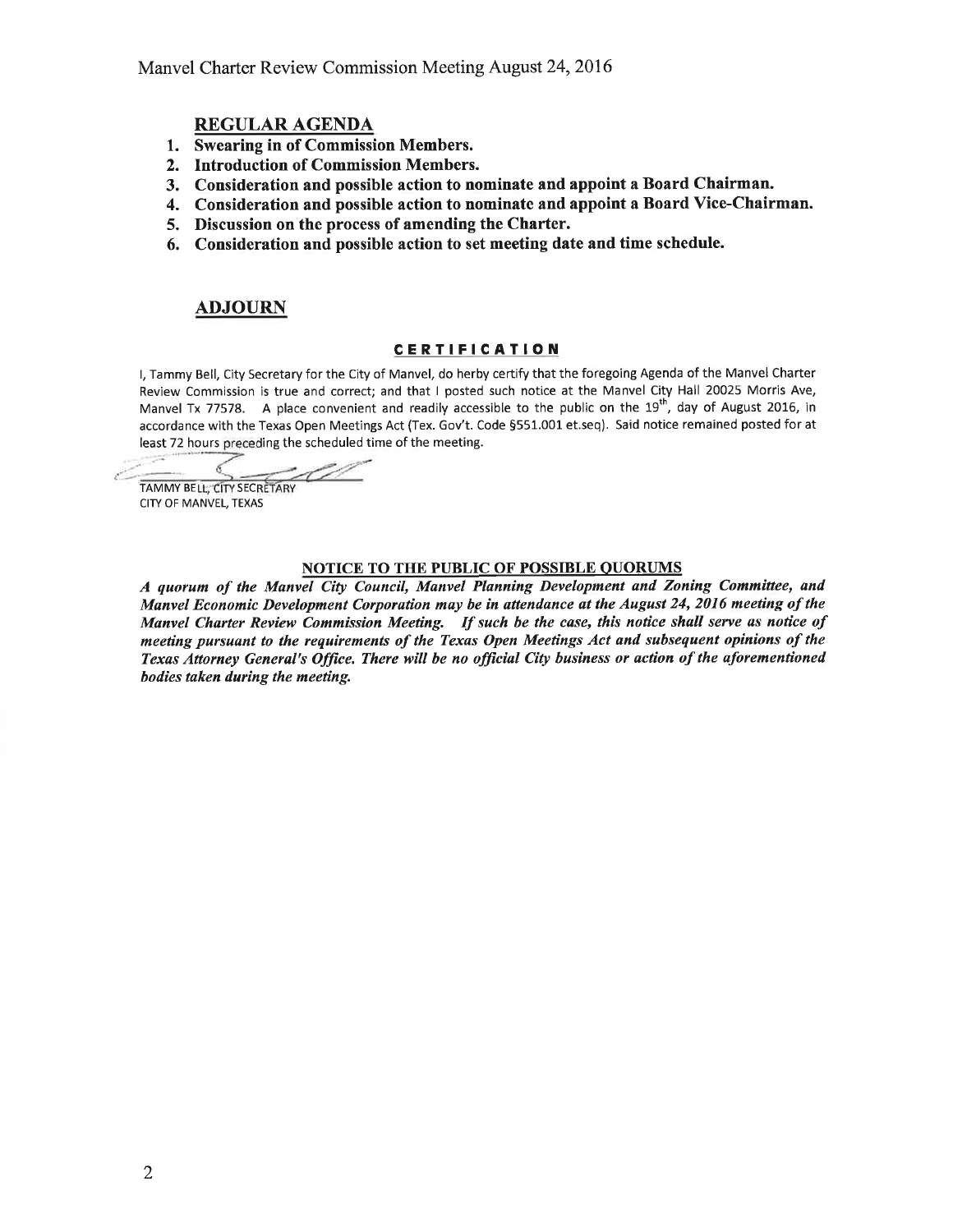## REGULAR AGENDA

1. **Swearing in of Commission Members.**
2. **Introduction of Commission Members.**
3. **Consideration and possible action to nominate and appoint a Board Chairman.**
4. **Consideration and possible action to nominate and appoint a Board Vice-Chairman.**
5. **Discussion on the process of amending the Charter.**
6. **Consideration and possible action to set meeting date and time schedule.**

## ADJOURN

### CERTIFICATION

I, Tammy Bell, City Secretary for the City of Manvel, do herby certify that the foregoing Agenda of the Manvel Charter Review Commission is true and correct; and that I posted such notice at the Manvel City Hall 20025 Morris Ave, Manvel Tx 77578. A place convenient and readily accessible to the public on the 19th, day of August 2016, in accordance with the Texas Open Meetings Act (Tex. Gov't. Code §551.001 et.seq). Said notice remained posted for at least 72 hours preceding the scheduled time of the meeting.

TAMMY BELL, CITY SECRETARY
CITY OF MANVEL, TEXAS

### NOTICE TO THE PUBLIC OF POSSIBLE QUORUMS

***A quorum of the Manvel City Council, Manvel Planning Development and Zoning Committee, and Manvel Economic Development Corporation may be in attendance at the August 24, 2016 meeting of the Manvel Charter Review Commission Meeting. If such be the case, this notice shall serve as notice of meeting pursuant to the requirements of the Texas Open Meetings Act and subsequent opinions of the Texas Attorney General's Office. There will be no official City business or action of the aforementioned bodies taken during the meeting.***